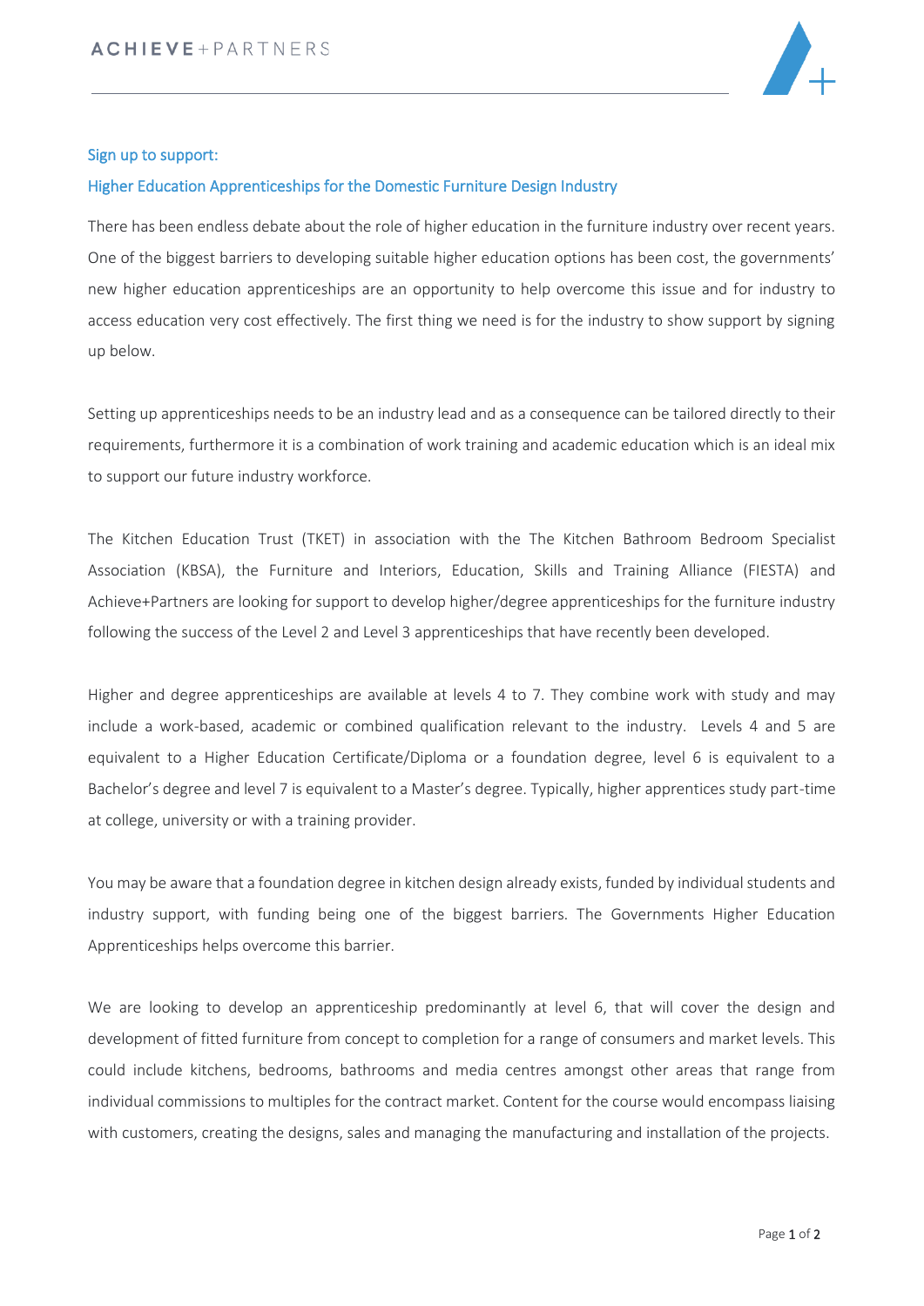## Sign up to support:

## Higher Education Apprenticeships for the Domestic Furniture Design Industry

There has been endless debate about the role of higher education in the furniture industry over recent years. One of the biggest barriers to developing suitable higher education options has been cost, the governments' new higher education apprenticeships are an opportunity to help overcome this issue and for industry to access education very cost effectively. The first thing we need is for the industry to show support by signing up below.

Setting up apprenticeships needs to be an industry lead and as a consequence can be tailored directly to their requirements, furthermore it is a combination of work training and academic education which is an ideal mix to support our future industry workforce.

The Kitchen Education Trust (TKET) in association with the The Kitchen Bathroom Bedroom Specialist Association (KBSA), the Furniture and Interiors, Education, Skills and Training Alliance (FIESTA) and Achieve+Partners are looking for support to develop higher/degree apprenticeships for the furniture industry following the success of the Level 2 and Level 3 apprenticeships that have recently been developed.

Higher and degree apprenticeships are available at levels 4 to 7. They combine work with study and may include a work-based, academic or combined qualification relevant to the industry.  Levels 4 and 5 are equivalent to a Higher Education Certificate/Diploma or a foundation degree, level 6 is equivalent to a Bachelor's degree and level 7 is equivalent to a Master's degree. Typically, higher apprentices study part-time at college, university or with a training provider.

You may be aware that a foundation degree in kitchen design already exists, funded by individual students and industry support, with funding being one of the biggest barriers. The Governments Higher Education Apprenticeships helps overcome this barrier.

We are looking to develop an apprenticeship predominantly at level 6, that will cover the design and development of fitted furniture from concept to completion for a range of consumers and market levels. This could include kitchens, bedrooms, bathrooms and media centres amongst other areas that range from individual commissions to multiples for the contract market. Content for the course would encompass liaising with customers, creating the designs, sales and managing the manufacturing and installation of the projects.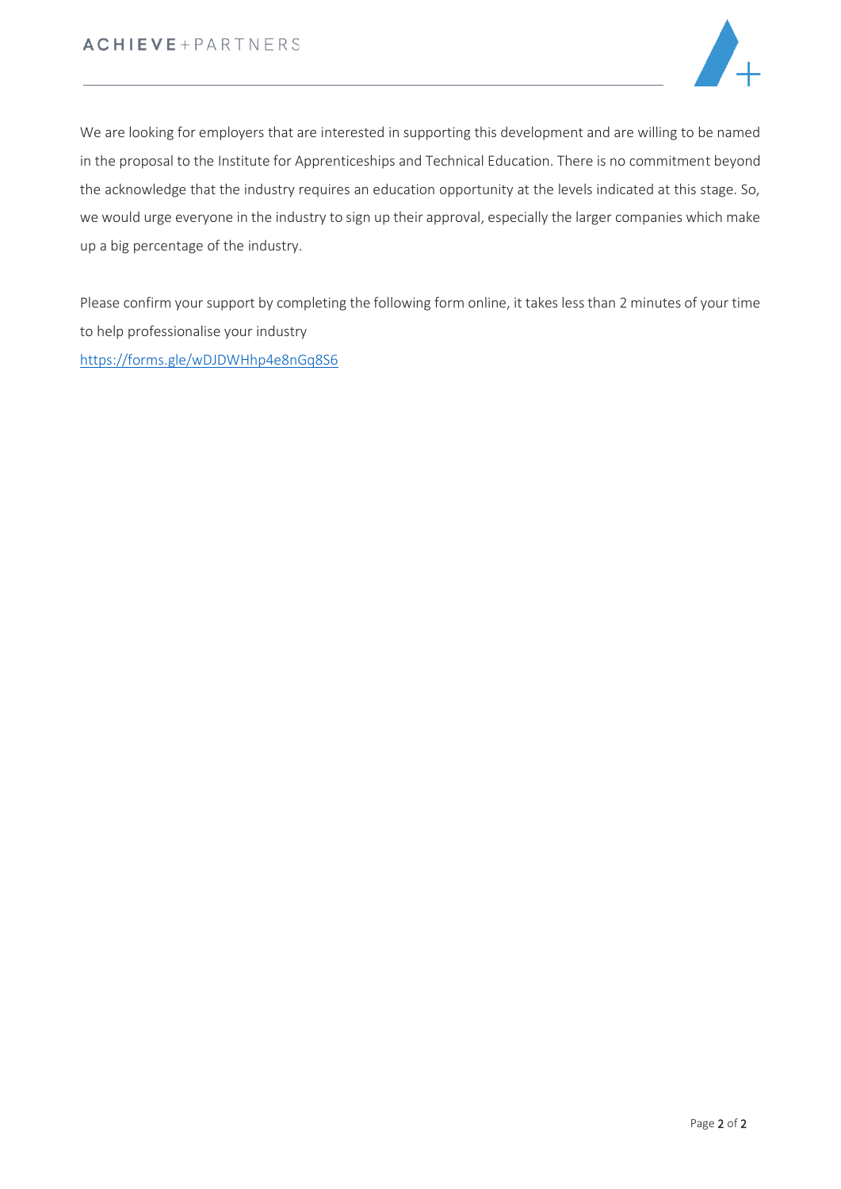We are looking for employers that are interested in supporting this development and are willing to be named in the proposal to the Institute for Apprenticeships and Technical Education. There is no commitment beyond the acknowledge that the industry requires an education opportunity at the levels indicated at this stage. So, we would urge everyone in the industry to sign up their approval, especially the larger companies which make up a big percentage of the industry.

Please confirm your support by completing the following form online, it takes less than 2 minutes of your time to help professionalise your industry
https://forms.gle/wDJDWHhp4e8nGq8S6